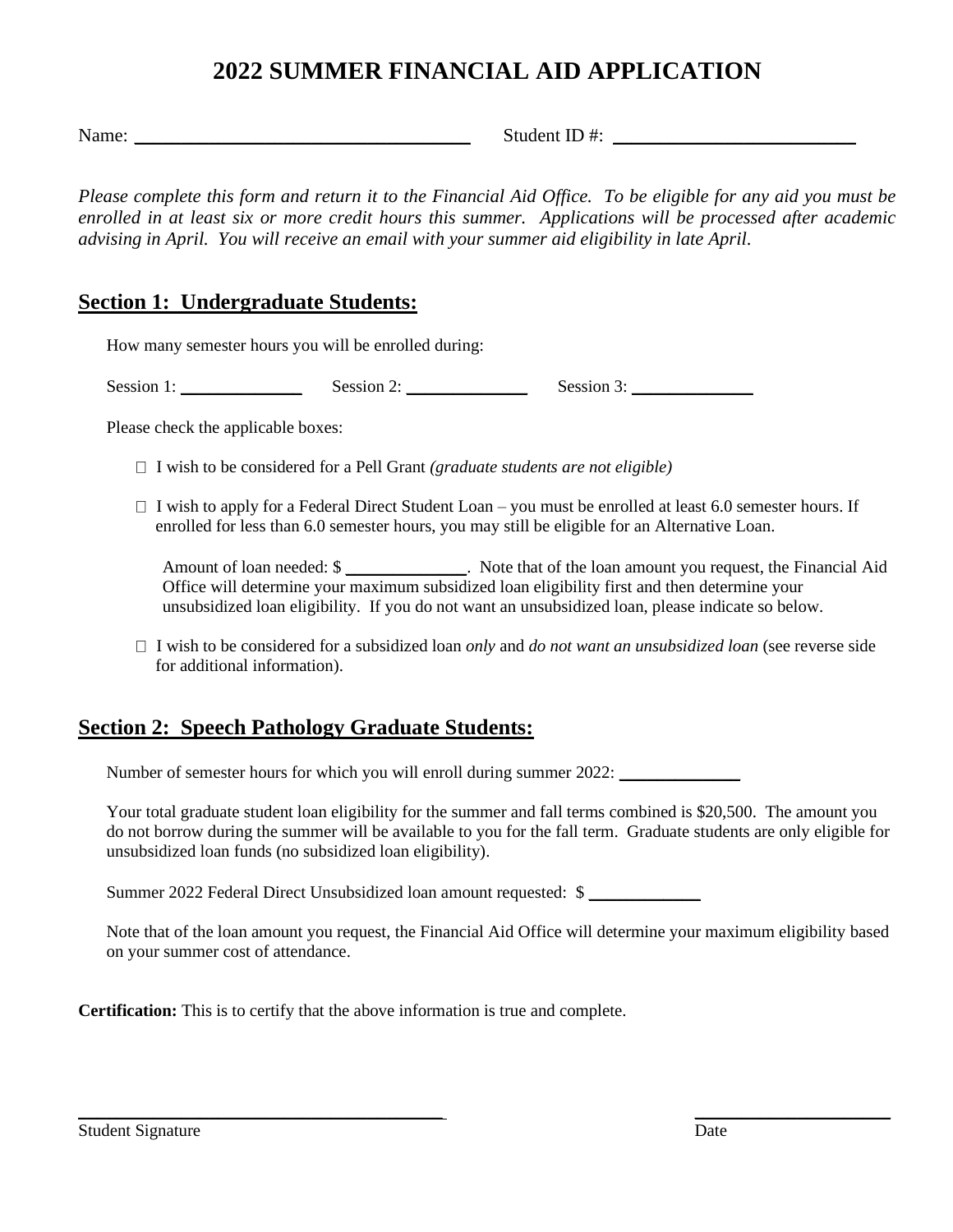# 2022 SUMMER FINANCIAL AID APPLICATION

Name: ____________________________________ Student ID #: __________________________

*Please complete this form and return it to the Financial Aid Office. To be eligible for any aid you must be enrolled in at least six or more credit hours this summer. Applications will be processed after academic advising in April. You will receive an email with your summer aid eligibility in late April.*

## Section 1: Undergraduate Students:

How many semester hours you will be enrolled during:

Session 1: _____________ Session 2: _____________ Session 3: _____________

Please check the applicable boxes:

- ☐ I wish to be considered for a Pell Grant *(graduate students are not eligible)*

- ☐ I wish to apply for a Federal Direct Student Loan – you must be enrolled at least 6.0 semester hours. If enrolled for less than 6.0 semester hours, you may still be eligible for an Alternative Loan.

  Amount of loan needed: $ _____________. Note that of the loan amount you request, the Financial Aid Office will determine your maximum subsidized loan eligibility first and then determine your unsubsidized loan eligibility. If you do not want an unsubsidized loan, please indicate so below.

- ☐ I wish to be considered for a subsidized loan *only* and *do not want an unsubsidized loan* (see reverse side for additional information).

## Section 2: Speech Pathology Graduate Students:

Number of semester hours for which you will enroll during summer 2022: _____________

Your total graduate student loan eligibility for the summer and fall terms combined is $20,500. The amount you do not borrow during the summer will be available to you for the fall term. Graduate students are only eligible for unsubsidized loan funds (no subsidized loan eligibility).

Summer 2022 Federal Direct Unsubsidized loan amount requested: $ ____________

Note that of the loan amount you request, the Financial Aid Office will determine your maximum eligibility based on your summer cost of attendance.

**Certification:** This is to certify that the above information is true and complete.

________________________________________ ______________________

Student Signature Date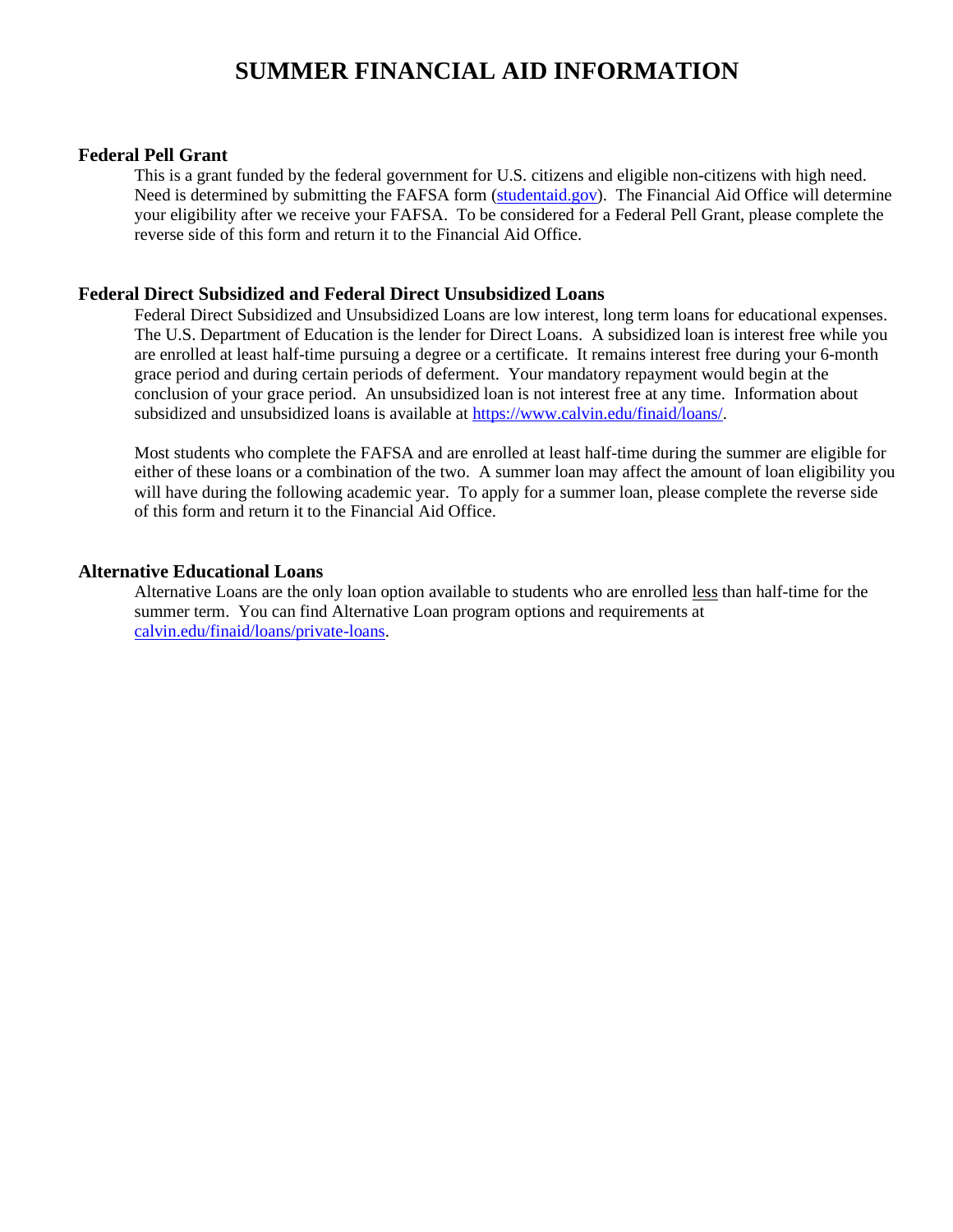# SUMMER FINANCIAL AID INFORMATION

## Federal Pell Grant

This is a grant funded by the federal government for U.S. citizens and eligible non-citizens with high need. Need is determined by submitting the FAFSA form (studentaid.gov). The Financial Aid Office will determine your eligibility after we receive your FAFSA. To be considered for a Federal Pell Grant, please complete the reverse side of this form and return it to the Financial Aid Office.

## Federal Direct Subsidized and Federal Direct Unsubsidized Loans

Federal Direct Subsidized and Unsubsidized Loans are low interest, long term loans for educational expenses. The U.S. Department of Education is the lender for Direct Loans. A subsidized loan is interest free while you are enrolled at least half-time pursuing a degree or a certificate. It remains interest free during your 6-month grace period and during certain periods of deferment. Your mandatory repayment would begin at the conclusion of your grace period. An unsubsidized loan is not interest free at any time. Information about subsidized and unsubsidized loans is available at https://www.calvin.edu/finaid/loans/.

Most students who complete the FAFSA and are enrolled at least half-time during the summer are eligible for either of these loans or a combination of the two. A summer loan may affect the amount of loan eligibility you will have during the following academic year. To apply for a summer loan, please complete the reverse side of this form and return it to the Financial Aid Office.

## Alternative Educational Loans

Alternative Loans are the only loan option available to students who are enrolled less than half-time for the summer term. You can find Alternative Loan program options and requirements at calvin.edu/finaid/loans/private-loans.